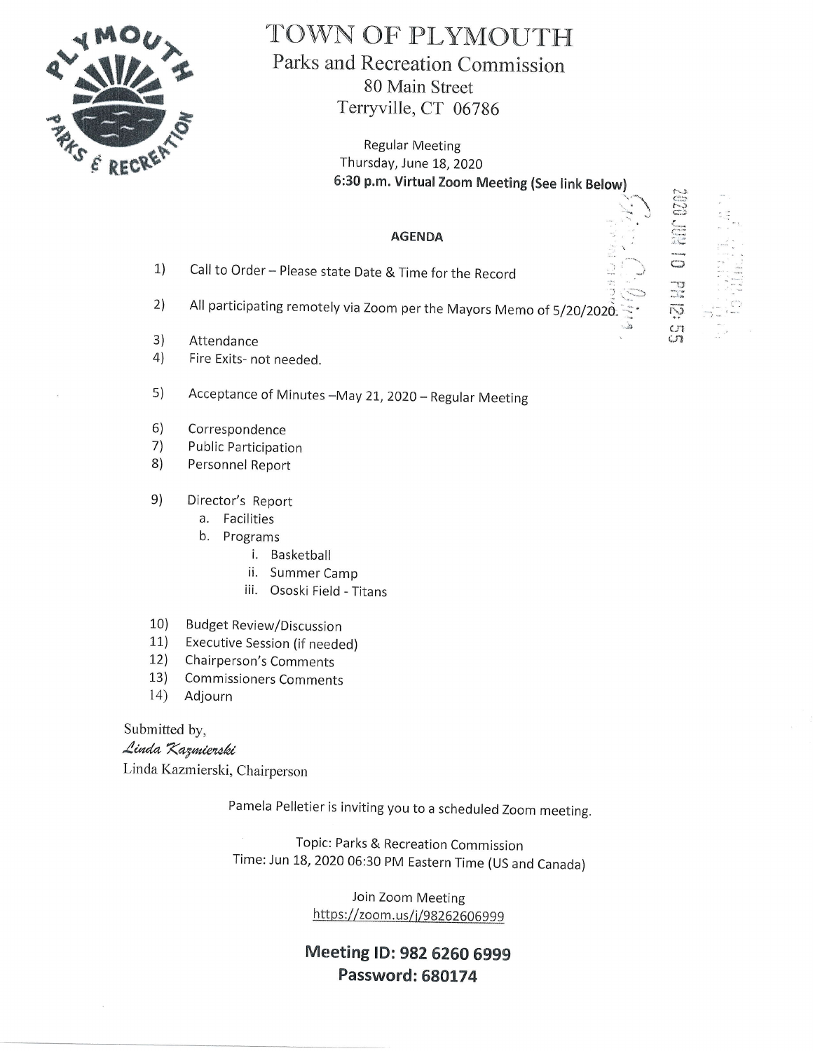# TOWN OF PLYMOUTH

## Parks and Recreation Commission

80 Main Street
Terryville, CT 06786

Regular Meeting
Thursday, June 18, 2020
**6:30 p.m. Virtual Zoom Meeting (See link Below)**

2020 JUN 10 PM 12: 55

### AGENDA

1) Call to Order – Please state Date & Time for the Record
2) All participating remotely via Zoom per the Mayors Memo of 5/20/2020.
3) Attendance
4) Fire Exits- not needed.
5) Acceptance of Minutes –May 21, 2020 – Regular Meeting
6) Correspondence
7) Public Participation
8) Personnel Report
9) Director's Report
   a. Facilities
   b. Programs
      i. Basketball
      ii. Summer Camp
      iii. Ososki Field - Titans
10) Budget Review/Discussion
11) Executive Session (if needed)
12) Chairperson's Comments
13) Commissioners Comments
14) Adjourn

Submitted by,
*Linda Kazmierski*
Linda Kazmierski, Chairperson

Pamela Pelletier is inviting you to a scheduled Zoom meeting.

Topic: Parks & Recreation Commission
Time: Jun 18, 2020 06:30 PM Eastern Time (US and Canada)

Join Zoom Meeting
https://zoom.us/j/98262606999

**Meeting ID: 982 6260 6999**
**Password: 680174**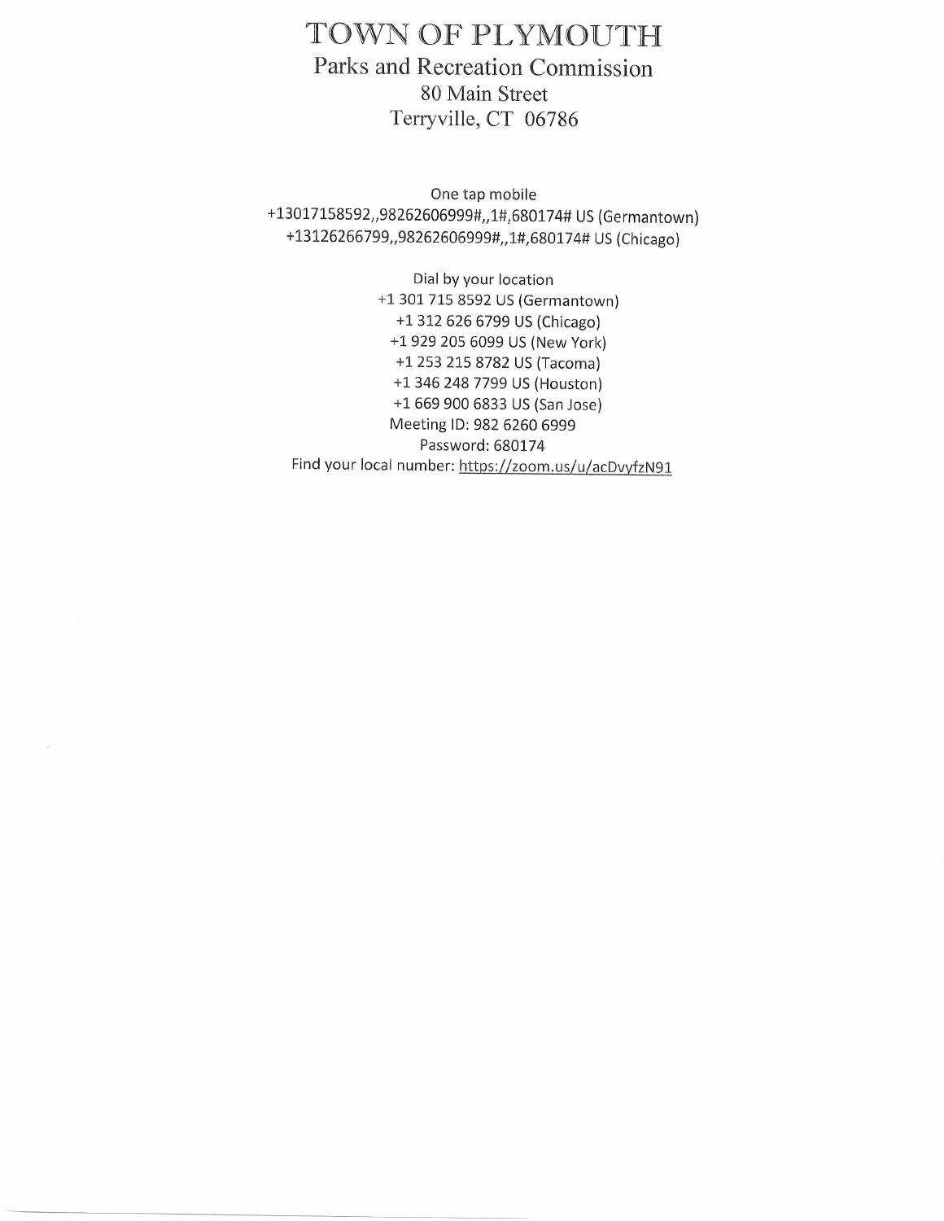# TOWN OF PLYMOUTH

## Parks and Recreation Commission

80 Main Street
Terryville, CT 06786

One tap mobile
+13017158592,,98262606999#,,1#,680174# US (Germantown)
+13126266799,,98262606999#,,1#,680174# US (Chicago)

Dial by your location
+1 301 715 8592 US (Germantown)
+1 312 626 6799 US (Chicago)
+1 929 205 6099 US (New York)
+1 253 215 8782 US (Tacoma)
+1 346 248 7799 US (Houston)
+1 669 900 6833 US (San Jose)
Meeting ID: 982 6260 6999
Password: 680174
Find your local number: https://zoom.us/u/acDvyfzN91